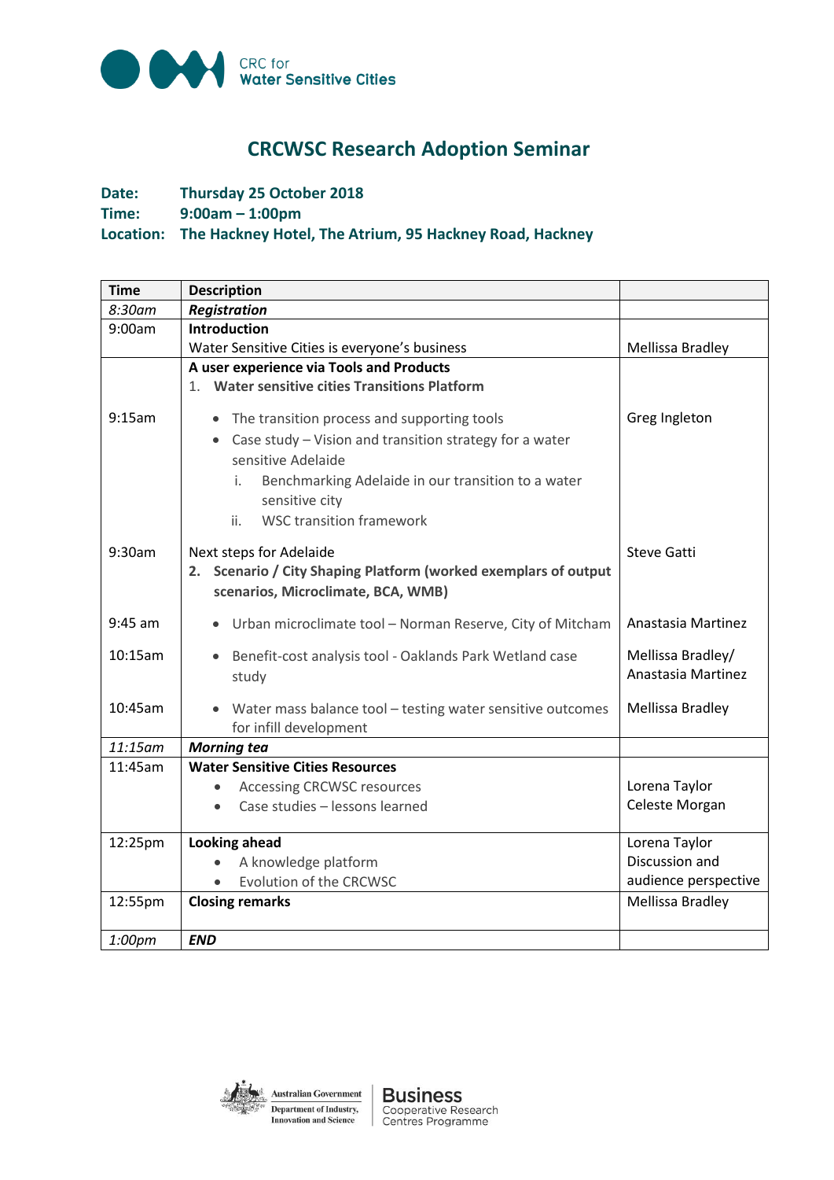CRC for Water Sensitive Cities

# CRCWSC Research Adoption Seminar

**Date:** Thursday 25 October 2018
**Time:** 9:00am – 1:00pm
**Location:** The Hackney Hotel, The Atrium, 95 Hackney Road, Hackney

| Time | Description | |
|---|---|---|
| *8:30am* | ***Registration*** | |
| 9:00am | **Introduction**<br>Water Sensitive Cities is everyone's business | Mellissa Bradley |
| | **A user experience via Tools and Products**<br>1. **Water sensitive cities Transitions Platform** | |
| 9:15am | • The transition process and supporting tools<br>• Case study – Vision and transition strategy for a water sensitive Adelaide<br>i. Benchmarking Adelaide in our transition to a water sensitive city<br>ii. WSC transition framework | Greg Ingleton |
| 9:30am | Next steps for Adelaide<br>2. **Scenario / City Shaping Platform (worked exemplars of output scenarios, Microclimate, BCA, WMB)** | Steve Gatti |
| 9:45 am | • Urban microclimate tool – Norman Reserve, City of Mitcham | Anastasia Martinez |
| 10:15am | • Benefit-cost analysis tool - Oaklands Park Wetland case study | Mellissa Bradley/ Anastasia Martinez |
| 10:45am | • Water mass balance tool – testing water sensitive outcomes for infill development | Mellissa Bradley |
| *11:15am* | ***Morning tea*** | |
| 11:45am | **Water Sensitive Cities Resources**<br>• Accessing CRCWSC resources<br>• Case studies – lessons learned | Lorena Taylor<br>Celeste Morgan |
| 12:25pm | **Looking ahead**<br>• A knowledge platform<br>• Evolution of the CRCWSC | Lorena Taylor<br>Discussion and audience perspective |
| 12:55pm | **Closing remarks** | Mellissa Bradley |
| *1:00pm* | ***END*** | |

Australian Government Department of Industry, Innovation and Science | Business Cooperative Research Centres Programme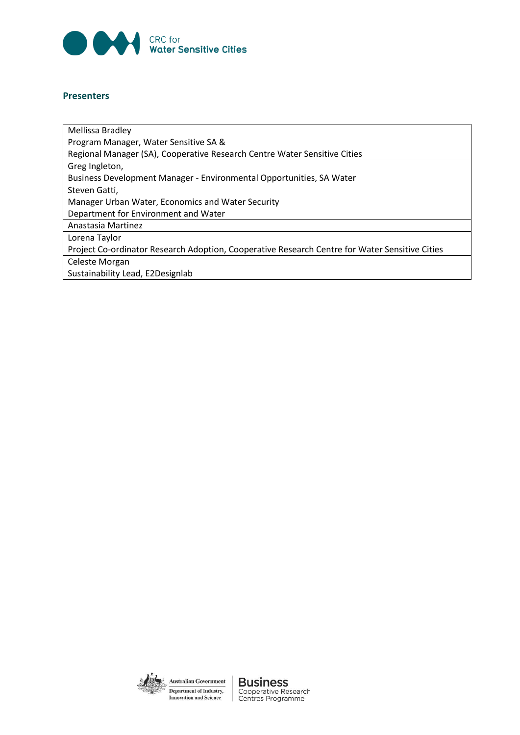## Presenters

| |
|---|
| Mellissa Bradley<br>Program Manager, Water Sensitive SA &<br>Regional Manager (SA), Cooperative Research Centre Water Sensitive Cities |
| Greg Ingleton,<br>Business Development Manager - Environmental Opportunities, SA Water |
| Steven Gatti,<br>Manager Urban Water, Economics and Water Security<br>Department for Environment and Water |
| Anastasia Martinez |
| Lorena Taylor<br>Project Co-ordinator Research Adoption, Cooperative Research Centre for Water Sensitive Cities |
| Celeste Morgan<br>Sustainability Lead, E2Designlab |